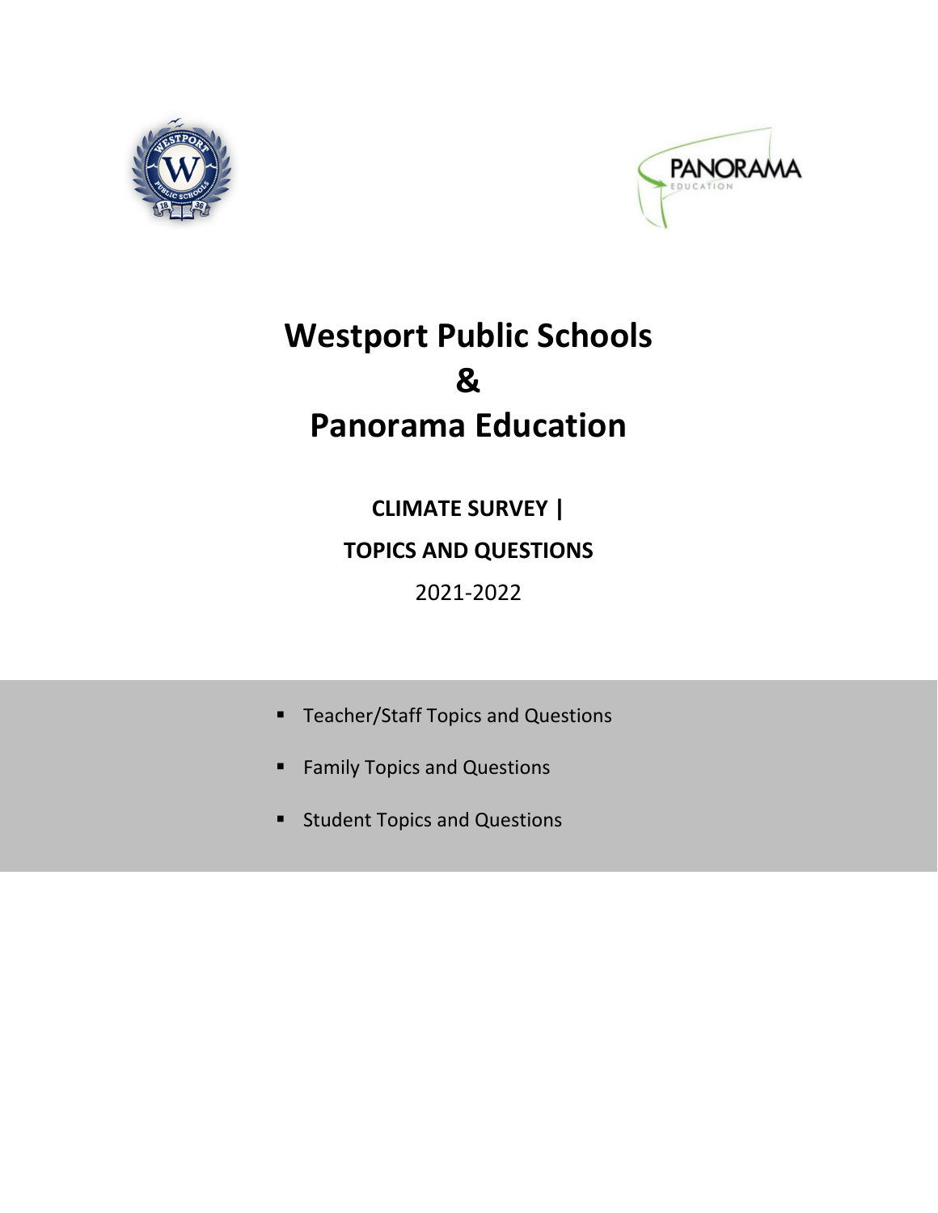# Westport Public Schools
# &
# Panorama Education

**CLIMATE SURVEY |**

**TOPICS AND QUESTIONS**

2021-2022

- Teacher/Staff Topics and Questions
- Family Topics and Questions
- Student Topics and Questions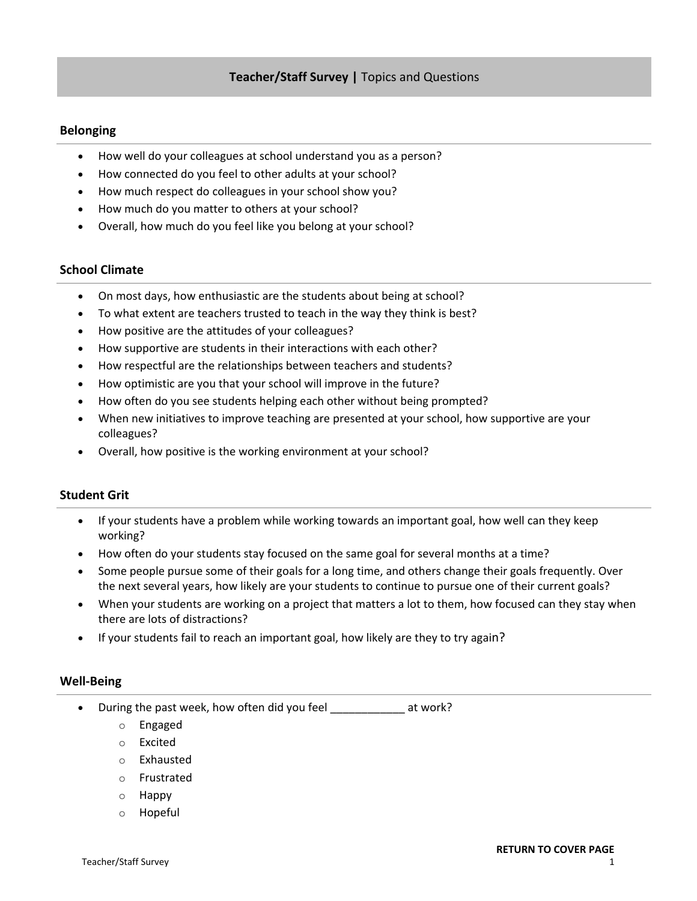## **Teacher/Staff Survey |** Topics and Questions

### Belonging

- How well do your colleagues at school understand you as a person?
- How connected do you feel to other adults at your school?
- How much respect do colleagues in your school show you?
- How much do you matter to others at your school?
- Overall, how much do you feel like you belong at your school?

### School Climate

- On most days, how enthusiastic are the students about being at school?
- To what extent are teachers trusted to teach in the way they think is best?
- How positive are the attitudes of your colleagues?
- How supportive are students in their interactions with each other?
- How respectful are the relationships between teachers and students?
- How optimistic are you that your school will improve in the future?
- How often do you see students helping each other without being prompted?
- When new initiatives to improve teaching are presented at your school, how supportive are your colleagues?
- Overall, how positive is the working environment at your school?

### Student Grit

- If your students have a problem while working towards an important goal, how well can they keep working?
- How often do your students stay focused on the same goal for several months at a time?
- Some people pursue some of their goals for a long time, and others change their goals frequently. Over the next several years, how likely are your students to continue to pursue one of their current goals?
- When your students are working on a project that matters a lot to them, how focused can they stay when there are lots of distractions?
- If your students fail to reach an important goal, how likely are they to try again?

### Well-Being

- During the past week, how often did you feel ____________ at work?
    - Engaged
    - Excited
    - Exhausted
    - Frustrated
    - Happy
    - Hopeful

**RETURN TO COVER PAGE**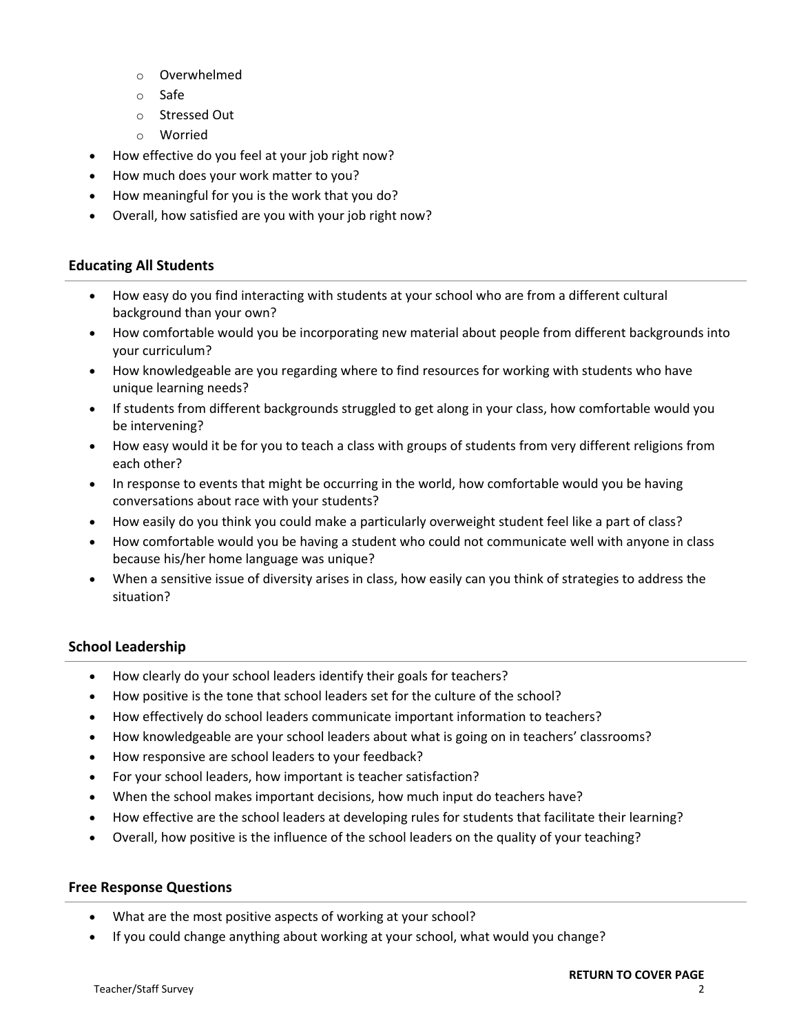- Overwhelmed
  - Safe
  - Stressed Out
  - Worried
- How effective do you feel at your job right now?
- How much does your work matter to you?
- How meaningful for you is the work that you do?
- Overall, how satisfied are you with your job right now?

## Educating All Students

- How easy do you find interacting with students at your school who are from a different cultural background than your own?
- How comfortable would you be incorporating new material about people from different backgrounds into your curriculum?
- How knowledgeable are you regarding where to find resources for working with students who have unique learning needs?
- If students from different backgrounds struggled to get along in your class, how comfortable would you be intervening?
- How easy would it be for you to teach a class with groups of students from very different religions from each other?
- In response to events that might be occurring in the world, how comfortable would you be having conversations about race with your students?
- How easily do you think you could make a particularly overweight student feel like a part of class?
- How comfortable would you be having a student who could not communicate well with anyone in class because his/her home language was unique?
- When a sensitive issue of diversity arises in class, how easily can you think of strategies to address the situation?

## School Leadership

- How clearly do your school leaders identify their goals for teachers?
- How positive is the tone that school leaders set for the culture of the school?
- How effectively do school leaders communicate important information to teachers?
- How knowledgeable are your school leaders about what is going on in teachers' classrooms?
- How responsive are school leaders to your feedback?
- For your school leaders, how important is teacher satisfaction?
- When the school makes important decisions, how much input do teachers have?
- How effective are the school leaders at developing rules for students that facilitate their learning?
- Overall, how positive is the influence of the school leaders on the quality of your teaching?

## Free Response Questions

- What are the most positive aspects of working at your school?
- If you could change anything about working at your school, what would you change?

**RETURN TO COVER PAGE**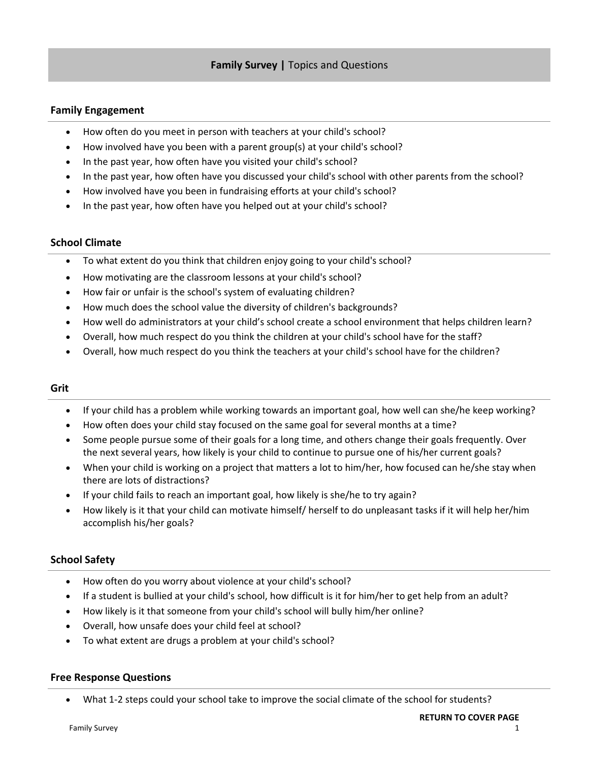# **Family Survey |** Topics and Questions

## Family Engagement

- How often do you meet in person with teachers at your child's school?
- How involved have you been with a parent group(s) at your child's school?
- In the past year, how often have you visited your child's school?
- In the past year, how often have you discussed your child's school with other parents from the school?
- How involved have you been in fundraising efforts at your child's school?
- In the past year, how often have you helped out at your child's school?

## School Climate

- To what extent do you think that children enjoy going to your child's school?
- How motivating are the classroom lessons at your child's school?
- How fair or unfair is the school's system of evaluating children?
- How much does the school value the diversity of children's backgrounds?
- How well do administrators at your child's school create a school environment that helps children learn?
- Overall, how much respect do you think the children at your child's school have for the staff?
- Overall, how much respect do you think the teachers at your child's school have for the children?

## Grit

- If your child has a problem while working towards an important goal, how well can she/he keep working?
- How often does your child stay focused on the same goal for several months at a time?
- Some people pursue some of their goals for a long time, and others change their goals frequently. Over the next several years, how likely is your child to continue to pursue one of his/her current goals?
- When your child is working on a project that matters a lot to him/her, how focused can he/she stay when there are lots of distractions?
- If your child fails to reach an important goal, how likely is she/he to try again?
- How likely is it that your child can motivate himself/ herself to do unpleasant tasks if it will help her/him accomplish his/her goals?

## School Safety

- How often do you worry about violence at your child's school?
- If a student is bullied at your child's school, how difficult is it for him/her to get help from an adult?
- How likely is it that someone from your child's school will bully him/her online?
- Overall, how unsafe does your child feel at school?
- To what extent are drugs a problem at your child's school?

## Free Response Questions

- What 1-2 steps could your school take to improve the social climate of the school for students?

**RETURN TO COVER PAGE**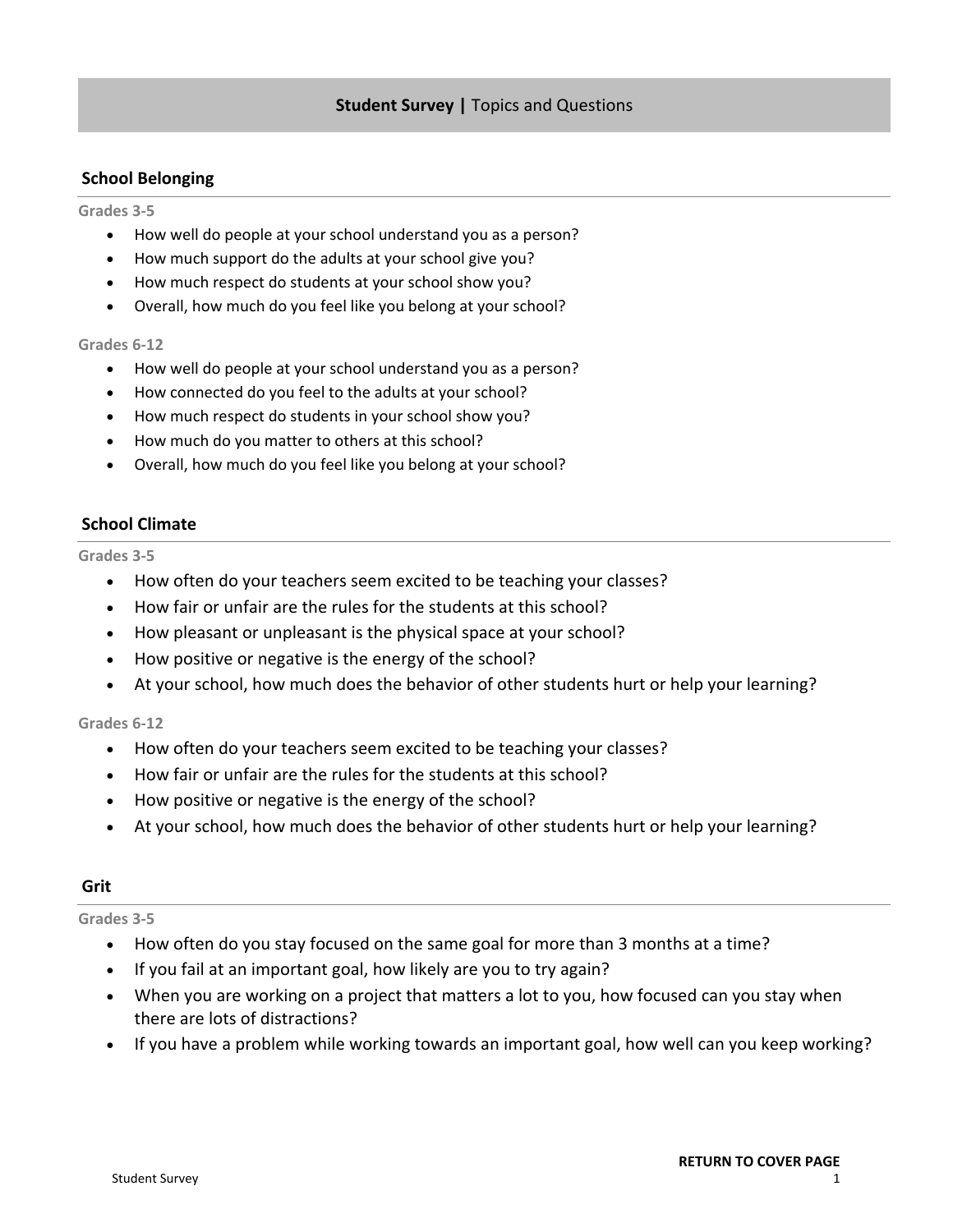# Student Survey | Topics and Questions

## School Belonging

**Grades 3-5**

- How well do people at your school understand you as a person?
- How much support do the adults at your school give you?
- How much respect do students at your school show you?
- Overall, how much do you feel like you belong at your school?

**Grades 6-12**

- How well do people at your school understand you as a person?
- How connected do you feel to the adults at your school?
- How much respect do students in your school show you?
- How much do you matter to others at this school?
- Overall, how much do you feel like you belong at your school?

## School Climate

**Grades 3-5**

- How often do your teachers seem excited to be teaching your classes?
- How fair or unfair are the rules for the students at this school?
- How pleasant or unpleasant is the physical space at your school?
- How positive or negative is the energy of the school?
- At your school, how much does the behavior of other students hurt or help your learning?

**Grades 6-12**

- How often do your teachers seem excited to be teaching your classes?
- How fair or unfair are the rules for the students at this school?
- How positive or negative is the energy of the school?
- At your school, how much does the behavior of other students hurt or help your learning?

## Grit

**Grades 3-5**

- How often do you stay focused on the same goal for more than 3 months at a time?
- If you fail at an important goal, how likely are you to try again?
- When you are working on a project that matters a lot to you, how focused can you stay when there are lots of distractions?
- If you have a problem while working towards an important goal, how well can you keep working?

**RETURN TO COVER PAGE**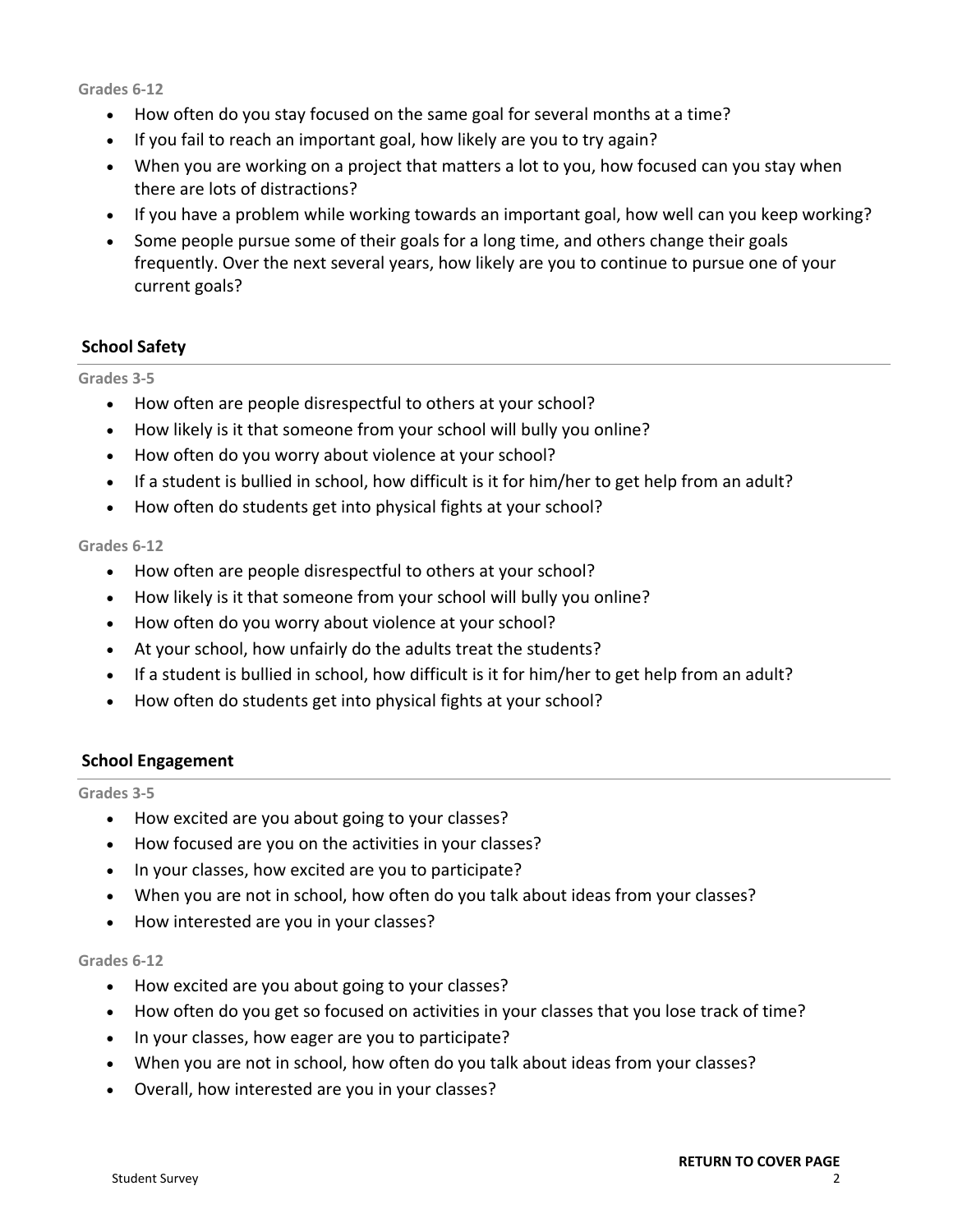**Grades 6-12**

- How often do you stay focused on the same goal for several months at a time?
- If you fail to reach an important goal, how likely are you to try again?
- When you are working on a project that matters a lot to you, how focused can you stay when there are lots of distractions?
- If you have a problem while working towards an important goal, how well can you keep working?
- Some people pursue some of their goals for a long time, and others change their goals frequently. Over the next several years, how likely are you to continue to pursue one of your current goals?

## School Safety

**Grades 3-5**

- How often are people disrespectful to others at your school?
- How likely is it that someone from your school will bully you online?
- How often do you worry about violence at your school?
- If a student is bullied in school, how difficult is it for him/her to get help from an adult?
- How often do students get into physical fights at your school?

**Grades 6-12**

- How often are people disrespectful to others at your school?
- How likely is it that someone from your school will bully you online?
- How often do you worry about violence at your school?
- At your school, how unfairly do the adults treat the students?
- If a student is bullied in school, how difficult is it for him/her to get help from an adult?
- How often do students get into physical fights at your school?

## School Engagement

**Grades 3-5**

- How excited are you about going to your classes?
- How focused are you on the activities in your classes?
- In your classes, how excited are you to participate?
- When you are not in school, how often do you talk about ideas from your classes?
- How interested are you in your classes?

**Grades 6-12**

- How excited are you about going to your classes?
- How often do you get so focused on activities in your classes that you lose track of time?
- In your classes, how eager are you to participate?
- When you are not in school, how often do you talk about ideas from your classes?
- Overall, how interested are you in your classes?

**RETURN TO COVER PAGE**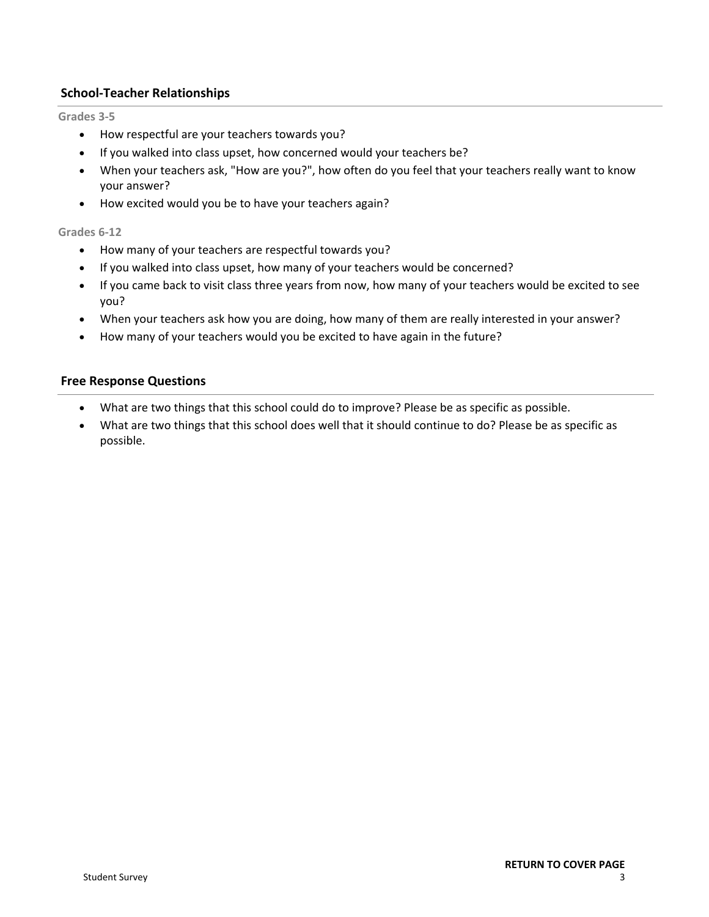## School-Teacher Relationships

### Grades 3-5

- How respectful are your teachers towards you?
- If you walked into class upset, how concerned would your teachers be?
- When your teachers ask, "How are you?", how often do you feel that your teachers really want to know your answer?
- How excited would you be to have your teachers again?

### Grades 6-12

- How many of your teachers are respectful towards you?
- If you walked into class upset, how many of your teachers would be concerned?
- If you came back to visit class three years from now, how many of your teachers would be excited to see you?
- When your teachers ask how you are doing, how many of them are really interested in your answer?
- How many of your teachers would you be excited to have again in the future?

## Free Response Questions

- What are two things that this school could do to improve? Please be as specific as possible.
- What are two things that this school does well that it should continue to do? Please be as specific as possible.

**RETURN TO COVER PAGE**